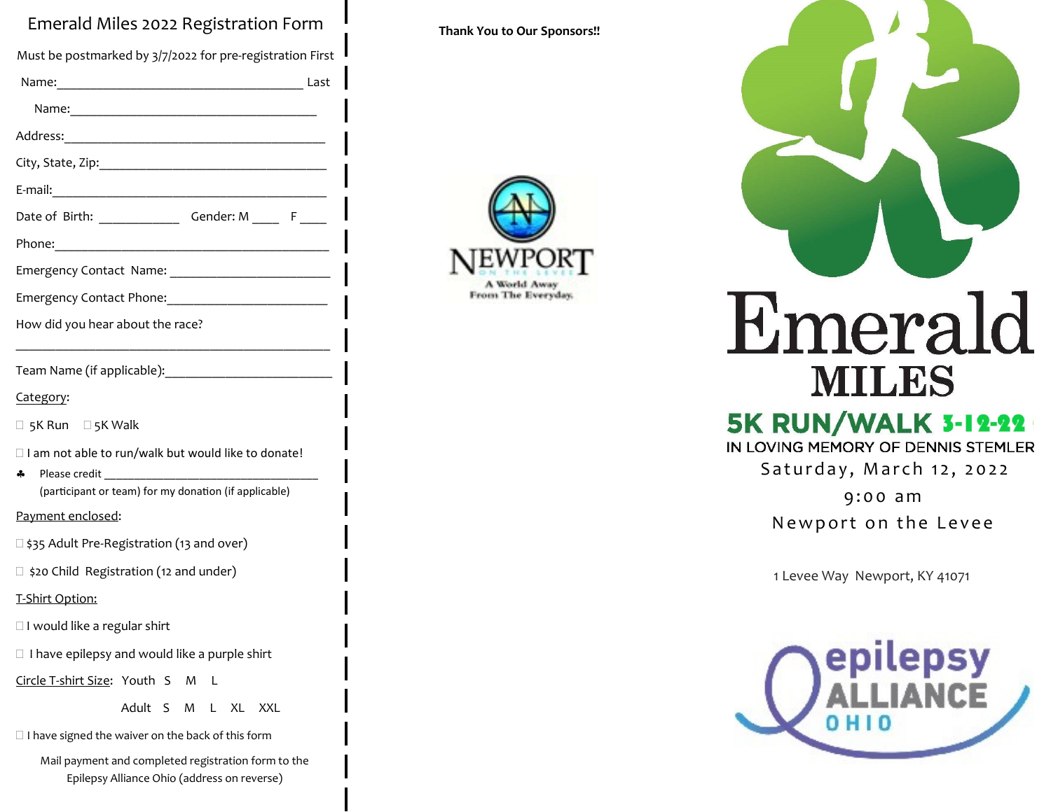# Emerald Miles 2022 Registration Form

Must be postmarked by 3/7/2022 for pre-registration

First Name:______________________________________

Last Name:______________________________________

Address:_________________________________________

City, State, Zip:_____________________________________

E-mail:___________________________________________

Date of Birth: ____________ Gender: M ____ F ____

Phone:___________________________________________

Emergency Contact Name: ________________________

Emergency Contact Phone:________________________

How did you hear about the race?

_________________________________________________

Team Name (if applicable):_________________________

Category:

☐ 5K Run ☐ 5K Walk

☐ I am not able to run/walk but would like to donate!

- Please credit ___________________________________ (participant or team) for my donation (if applicable)

Payment enclosed:

☐ $35 Adult Pre-Registration (13 and over)

☐ $20 Child Registration (12 and under)

T-Shirt Option:

☐ I would like a regular shirt

☐ I have epilepsy and would like a purple shirt

Circle T-shirt Size: Youth S M L

Adult S M L XL XXL

☐ I have signed the waiver on the back of this form

Mail payment and completed registration form to the Epilepsy Alliance Ohio (address on reverse)

**Thank You to Our Sponsors!!**

NEWPORT ON THE LEVEE

A World Away From The Everyday.

# Emerald MILES

## 5K RUN/WALK 3-12-22

IN LOVING MEMORY OF DENNIS STEMLER

Saturday, March 12, 2022

9:00 am

Newport on the Levee

1 Levee Way Newport, KY 41071

epilepsy ALLIANCE OHIO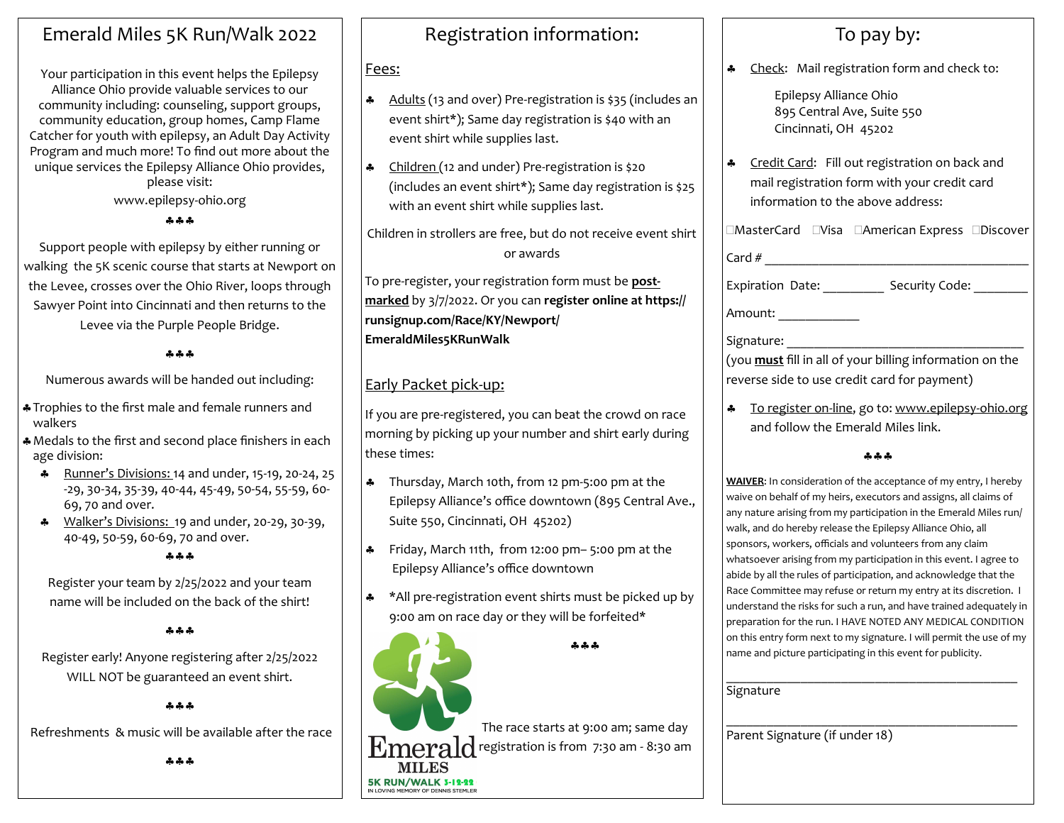# Emerald Miles 5K Run/Walk 2022

Your participation in this event helps the Epilepsy Alliance Ohio provide valuable services to our community including: counseling, support groups, community education, group homes, Camp Flame Catcher for youth with epilepsy, an Adult Day Activity Program and much more! To find out more about the unique services the Epilepsy Alliance Ohio provides, please visit:

www.epilepsy-ohio.org

♣♣♣

Support people with epilepsy by either running or walking the 5K scenic course that starts at Newport on the Levee, crosses over the Ohio River, loops through Sawyer Point into Cincinnati and then returns to the Levee via the Purple People Bridge.

♣♣♣

Numerous awards will be handed out including:

- Trophies to the first male and female runners and walkers
- Medals to the first and second place finishers in each age division:
  - Runner's Divisions: 14 and under, 15-19, 20-24, 25-29, 30-34, 35-39, 40-44, 45-49, 50-54, 55-59, 60-69, 70 and over.
  - Walker's Divisions: 19 and under, 20-29, 30-39, 40-49, 50-59, 60-69, 70 and over.

♣♣♣

Register your team by 2/25/2022 and your team name will be included on the back of the shirt!

♣♣♣

Register early! Anyone registering after 2/25/2022 WILL NOT be guaranteed an event shirt.

♣♣♣

Refreshments & music will be available after the race

♣♣♣

# Registration information:

## Fees:

- Adults (13 and over) Pre-registration is $35 (includes an event shirt*); Same day registration is $40 with an event shirt while supplies last.
- Children (12 and under) Pre-registration is $20 (includes an event shirt*); Same day registration is $25 with an event shirt while supplies last.

Children in strollers are free, but do not receive event shirt or awards

To pre-register, your registration form must be **post-marked** by 3/7/2022. Or you can **register online at https://runsignup.com/Race/KY/Newport/EmeraldMiles5KRunWalk**

## Early Packet pick-up:

If you are pre-registered, you can beat the crowd on race morning by picking up your number and shirt early during these times:

- Thursday, March 10th, from 12 pm-5:00 pm at the Epilepsy Alliance's office downtown (895 Central Ave., Suite 550, Cincinnati, OH 45202)
- Friday, March 11th, from 12:00 pm– 5:00 pm at the Epilepsy Alliance's office downtown
- *All pre-registration event shirts must be picked up by 9:00 am on race day or they will be forfeited*

♣♣♣

Emerald MILES 5K RUN/WALK 3-12-22 IN LOVING MEMORY OF DENNIS STEMLER

The race starts at 9:00 am; same day registration is from 7:30 am - 8:30 am

# To pay by:

- Check: Mail registration form and check to:

  Epilepsy Alliance Ohio
  895 Central Ave, Suite 550
  Cincinnati, OH 45202

- Credit Card: Fill out registration on back and mail registration form with your credit card information to the above address:

☐MasterCard ☐Visa ☐American Express ☐Discover

Card # ________________________________

Expiration Date: _________ Security Code: ________

Amount: ____________

Signature: ________________________________

(you **must** fill in all of your billing information on the reverse side to use credit card for payment)

- To register on-line, go to: www.epilepsy-ohio.org and follow the Emerald Miles link.

♣♣♣

**WAIVER**: In consideration of the acceptance of my entry, I hereby waive on behalf of my heirs, executors and assigns, all claims of any nature arising from my participation in the Emerald Miles run/walk, and do hereby release the Epilepsy Alliance Ohio, all sponsors, workers, officials and volunteers from any claim whatsoever arising from my participation in this event. I agree to abide by all the rules of participation, and acknowledge that the Race Committee may refuse or return my entry at its discretion. I understand the risks for such a run, and have trained adequately in preparation for the run. I HAVE NOTED ANY MEDICAL CONDITION on this entry form next to my signature. I will permit the use of my name and picture participating in this event for publicity.

________________________________
Signature

________________________________
Parent Signature (if under 18)